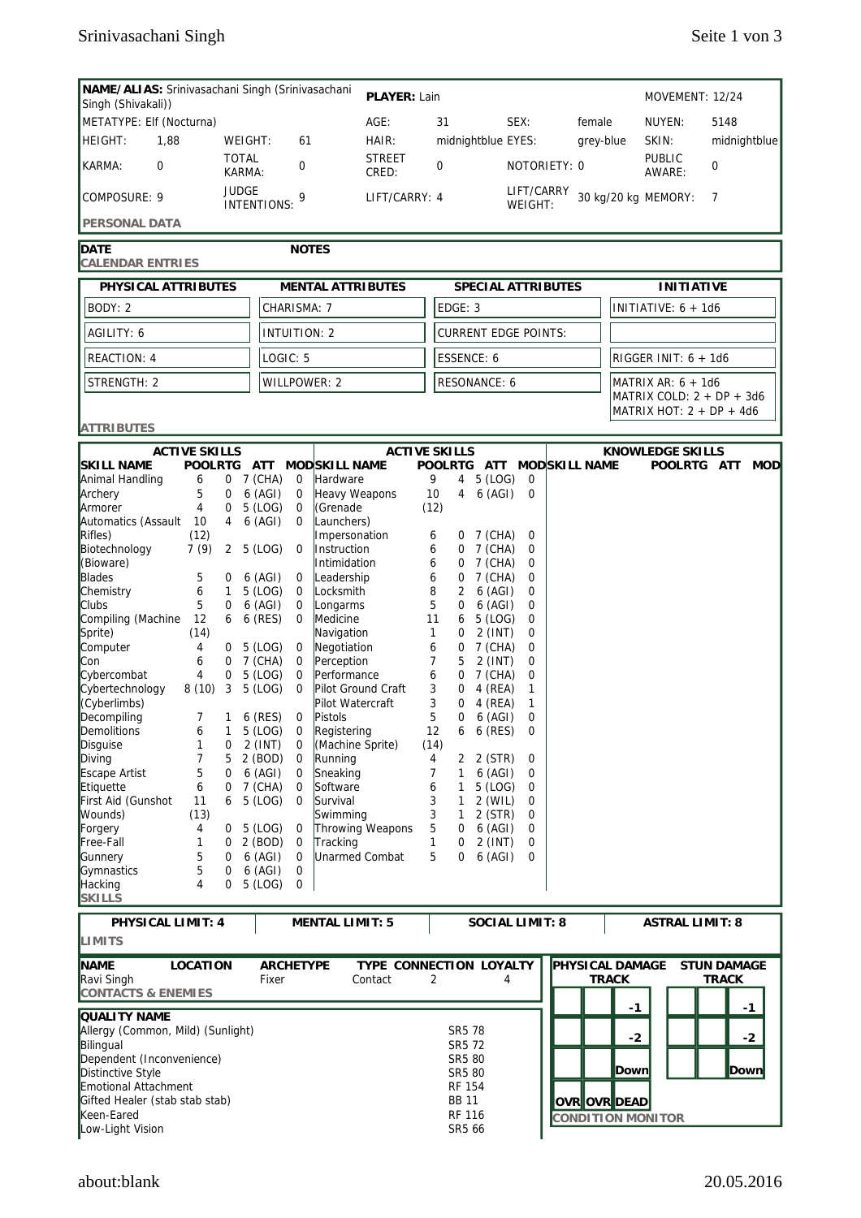## PERSONAL DATA

| | | | | | | | | | | |
|---|---|---|---|---|---|---|---|---|---|---|
| **NAME/ALIAS:** Srinivasachani Singh (Srinivasachani Singh (Shivakali)) | | | | **PLAYER:** Lain | | | | | MOVEMENT: 12/24 | |
| METATYPE: Elf (Nocturna) | | | | AGE: | 31 | SEX: | female | | NUYEN: | 5148 |
| HEIGHT: | 1,88 | WEIGHT: | 61 | HAIR: | midnightblue | EYES: | grey-blue | | SKIN: | midnightblue |
| KARMA: | 0 | TOTAL KARMA: | 0 | STREET CRED: | 0 | NOTORIETY: 0 | | | PUBLIC AWARE: | 0 |
| COMPOSURE: 9 | | JUDGE INTENTIONS: | 9 | LIFT/CARRY: 4 | | LIFT/CARRY WEIGHT: | 30 kg/20 kg | | MEMORY: | 7 |

## CALENDAR ENTRIES

| DATE | NOTES |
|---|---|

## ATTRIBUTES

| PHYSICAL ATTRIBUTES | MENTAL ATTRIBUTES | SPECIAL ATTRIBUTES | INITIATIVE |
|---|---|---|---|
| BODY: 2 | CHARISMA: 7 | EDGE: 3 | INITIATIVE: 6 + 1d6 |
| AGILITY: 6 | INTUITION: 2 | CURRENT EDGE POINTS: | |
| REACTION: 4 | LOGIC: 5 | ESSENCE: 6 | RIGGER INIT: 6 + 1d6 |
| STRENGTH: 2 | WILLPOWER: 2 | RESONANCE: 6 | MATRIX AR: 6 + 1d6<br>MATRIX COLD: 2 + DP + 3d6<br>MATRIX HOT: 2 + DP + 4d6 |

## SKILLS

### ACTIVE SKILLS

| SKILL NAME | POOL | RTG | ATT | MOD |
|---|---|---|---|---|
| Animal Handling | 6 | 0 | 7 (CHA) | 0 |
| Archery | 5 | 0 | 6 (AGI) | 0 |
| Armorer | 4 | 0 | 5 (LOG) | 0 |
| Automatics (Assault Rifles) | 10 (12) | 4 | 6 (AGI) | 0 |
| Biotechnology (Bioware) | 7 (9) | 2 | 5 (LOG) | 0 |
| Blades | 5 | 0 | 6 (AGI) | 0 |
| Chemistry | 6 | 1 | 5 (LOG) | 0 |
| Clubs | 5 | 0 | 6 (AGI) | 0 |
| Compiling (Machine Sprite) | 12 (14) | 6 | 6 (RES) | 0 |
| Computer | 4 | 0 | 5 (LOG) | 0 |
| Con | 6 | 0 | 7 (CHA) | 0 |
| Cybercombat | 4 | 0 | 5 (LOG) | 0 |
| Cybertechnology (Cyberlimbs) | 8 (10) | 3 | 5 (LOG) | 0 |
| Decompiling | 7 | 1 | 6 (RES) | 0 |
| Demolitions | 6 | 1 | 5 (LOG) | 0 |
| Disguise | 1 | 0 | 2 (INT) | 0 |
| Diving | 7 | 5 | 2 (BOD) | 0 |
| Escape Artist | 5 | 0 | 6 (AGI) | 0 |
| Etiquette | 6 | 0 | 7 (CHA) | 0 |
| First Aid (Gunshot Wounds) | 11 (13) | 6 | 5 (LOG) | 0 |
| Forgery | 4 | 0 | 5 (LOG) | 0 |
| Free-Fall | 1 | 0 | 2 (BOD) | 0 |
| Gunnery | 5 | 0 | 6 (AGI) | 0 |
| Gymnastics | 5 | 0 | 6 (AGI) | 0 |
| Hacking | 4 | 0 | 5 (LOG) | 0 |
| Hardware | 9 | 4 | 5 (LOG) | 0 |
| Heavy Weapons (Grenade Launchers) | 10 (12) | 4 | 6 (AGI) | 0 |
| Impersonation | 6 | 0 | 7 (CHA) | 0 |
| Instruction | 6 | 0 | 7 (CHA) | 0 |
| Intimidation | 6 | 0 | 7 (CHA) | 0 |
| Leadership | 6 | 0 | 7 (CHA) | 0 |
| Locksmith | 8 | 2 | 6 (AGI) | 0 |
| Longarms | 5 | 0 | 6 (AGI) | 0 |
| Medicine | 11 | 6 | 5 (LOG) | 0 |
| Navigation | 1 | 0 | 2 (INT) | 0 |
| Negotiation | 6 | 0 | 7 (CHA) | 0 |
| Perception | 7 | 5 | 2 (INT) | 0 |
| Performance | 6 | 0 | 7 (CHA) | 0 |
| Pilot Ground Craft | 3 | 0 | 4 (REA) | 1 |
| Pilot Watercraft | 3 | 0 | 4 (REA) | 1 |
| Pistols | 5 | 0 | 6 (AGI) | 0 |
| Registering (Machine Sprite) | 12 (14) | 6 | 6 (RES) | 0 |
| Running | 4 | 2 | 2 (STR) | 0 |
| Sneaking | 7 | 1 | 6 (AGI) | 0 |
| Software | 6 | 1 | 5 (LOG) | 0 |
| Survival | 3 | 1 | 2 (WIL) | 0 |
| Swimming | 3 | 1 | 2 (STR) | 0 |
| Throwing Weapons | 5 | 0 | 6 (AGI) | 0 |
| Tracking | 1 | 0 | 2 (INT) | 0 |
| Unarmed Combat | 5 | 0 | 6 (AGI) | 0 |

### KNOWLEDGE SKILLS

| SKILL NAME | POOL | RTG | ATT | MOD |
|---|---|---|---|---|

## LIMITS

| PHYSICAL LIMIT: 4 | MENTAL LIMIT: 5 | SOCIAL LIMIT: 8 | ASTRAL LIMIT: 8 |
|---|---|---|---|

## CONTACTS & ENEMIES

| NAME | LOCATION | ARCHETYPE | TYPE | CONNECTION | LOYALTY |
|---|---|---|---|---|---|
| Ravi Singh | | Fixer | Contact | 2 | 4 |

## QUALITY NAME

| QUALITY NAME | |
|---|---|
| Allergy (Common, Mild) (Sunlight) | SR5 78 |
| Bilingual | SR5 72 |
| Dependent (Inconvenience) | SR5 80 |
| Distinctive Style | SR5 80 |
| Emotional Attachment | RF 154 |
| Gifted Healer (stab stab stab) | BB 11 |
| Keen-Eared | RF 116 |
| Low-Light Vision | SR5 66 |

## CONDITION MONITOR

| PHYSICAL DAMAGE TRACK | | | STUN DAMAGE TRACK | | |
|---|---|---|---|---|---|
| | | -1 | | | -1 |
| | | -2 | | | -2 |
| | | Down | | | Down |
| OVR | OVR | DEAD | | | |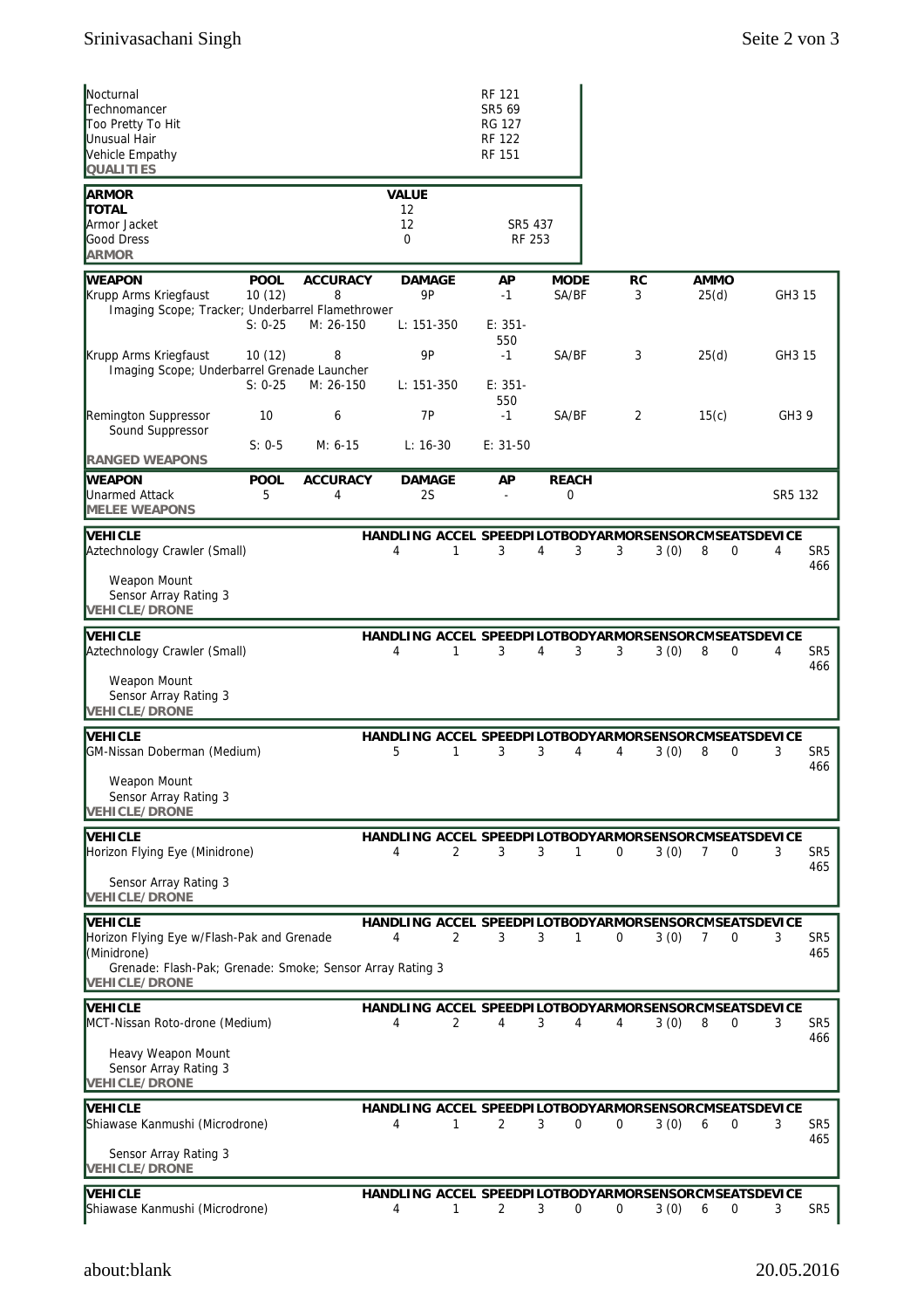| QUALITIES | |
|---|---|
| Nocturnal | RF 121 |
| Technomancer | SR5 69 |
| Too Pretty To Hit | RG 127 |
| Unusual Hair | RF 122 |
| Vehicle Empathy | RF 151 |

| ARMOR | VALUE | |
|---|---|---|
| TOTAL | 12 | |
| Armor Jacket | 12 | SR5 437 |
| Good Dress | 0 | RF 253 |

| RANGED WEAPONS | POOL | ACCURACY | DAMAGE | AP | MODE | RC | AMMO | |
|---|---|---|---|---|---|---|---|---|
| Krupp Arms Kriegfaust | 10 (12) | 8 | 9P | -1 | SA/BF | 3 | 25(d) | GH3 15 |
| Imaging Scope; Tracker; Underbarrel Flamethrower | | | | | | | | |
| | S: 0-25 | M: 26-150 | L: 151-350 | E: 351-550 | | | | |
| Krupp Arms Kriegfaust | 10 (12) | 8 | 9P | -1 | SA/BF | 3 | 25(d) | GH3 15 |
| Imaging Scope; Underbarrel Grenade Launcher | | | | | | | | |
| | S: 0-25 | M: 26-150 | L: 151-350 | E: 351-550 | | | | |
| Remington Suppressor | 10 | 6 | 7P | -1 | SA/BF | 2 | 15(c) | GH3 9 |
| Sound Suppressor | | | | | | | | |
| | S: 0-5 | M: 6-15 | L: 16-30 | E: 31-50 | | | | |

| MELEE WEAPONS | POOL | ACCURACY | DAMAGE | AP | REACH | |
|---|---|---|---|---|---|---|
| Unarmed Attack | 5 | 4 | 2S | - | 0 | SR5 132 |

| VEHICLE/DRONE | HANDLING | ACCEL | SPEED | PILOT | BODY | ARMOR | SENSOR | CM | SEATS | DEVICE | |
|---|---|---|---|---|---|---|---|---|---|---|---|
| Aztechnology Crawler (Small) | 4 | 1 | 3 | 4 | 3 | 3 | 3 (0) | 8 | 0 | 4 | SR5 466 |
| Weapon Mount; Sensor Array Rating 3 | | | | | | | | | | | |
| Aztechnology Crawler (Small) | 4 | 1 | 3 | 4 | 3 | 3 | 3 (0) | 8 | 0 | 4 | SR5 466 |
| Weapon Mount; Sensor Array Rating 3 | | | | | | | | | | | |
| GM-Nissan Doberman (Medium) | 5 | 1 | 3 | 3 | 4 | 4 | 3 (0) | 8 | 0 | 3 | SR5 466 |
| Weapon Mount; Sensor Array Rating 3 | | | | | | | | | | | |
| Horizon Flying Eye (Minidrone) | 4 | 2 | 3 | 3 | 1 | 0 | 3 (0) | 7 | 0 | 3 | SR5 465 |
| Sensor Array Rating 3 | | | | | | | | | | | |
| Horizon Flying Eye w/Flash-Pak and Grenade (Minidrone) | 4 | 2 | 3 | 3 | 1 | 0 | 3 (0) | 7 | 0 | 3 | SR5 465 |
| Grenade: Flash-Pak; Grenade: Smoke; Sensor Array Rating 3 | | | | | | | | | | | |
| MCT-Nissan Roto-drone (Medium) | 4 | 2 | 4 | 3 | 4 | 4 | 3 (0) | 8 | 0 | 3 | SR5 466 |
| Heavy Weapon Mount; Sensor Array Rating 3 | | | | | | | | | | | |
| Shiawase Kanmushi (Microdrone) | 4 | 1 | 2 | 3 | 0 | 0 | 3 (0) | 6 | 0 | 3 | SR5 465 |
| Sensor Array Rating 3 | | | | | | | | | | | |
| Shiawase Kanmushi (Microdrone) | 4 | 1 | 2 | 3 | 0 | 0 | 3 (0) | 6 | 0 | 3 | SR5 |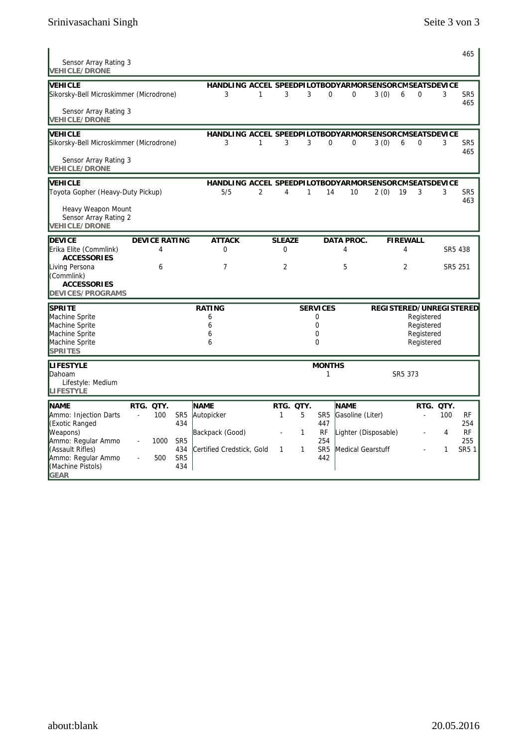| | |
|---|---|
| Sensor Array Rating 3 | 465 |

**VEHICLE/DRONE**

| VEHICLE | HANDLING | ACCEL | SPEED | PILOT | BODY | ARMOR | SENSOR | CM | SEATS | DEVICE | |
|---|---|---|---|---|---|---|---|---|---|---|---|
| Sikorsky-Bell Microskimmer (Microdrone) | 3 | 1 | 3 | 3 | 0 | 0 | 3 (0) | 6 | 0 | 3 | SR5 465 |
| Sensor Array Rating 3 | | | | | | | | | | | |

**VEHICLE/DRONE**

| VEHICLE | HANDLING | ACCEL | SPEED | PILOT | BODY | ARMOR | SENSOR | CM | SEATS | DEVICE | |
|---|---|---|---|---|---|---|---|---|---|---|---|
| Sikorsky-Bell Microskimmer (Microdrone) | 3 | 1 | 3 | 3 | 0 | 0 | 3 (0) | 6 | 0 | 3 | SR5 465 |
| Sensor Array Rating 3 | | | | | | | | | | | |

**VEHICLE/DRONE**

| VEHICLE | HANDLING | ACCEL | SPEED | PILOT | BODY | ARMOR | SENSOR | CM | SEATS | DEVICE | |
|---|---|---|---|---|---|---|---|---|---|---|---|
| Toyota Gopher (Heavy-Duty Pickup) | 5/5 | 2 | 4 | 1 | 14 | 10 | 2 (0) | 19 | 3 | 3 | SR5 463 |
| Heavy Weapon Mount | | | | | | | | | | | |
| Sensor Array Rating 2 | | | | | | | | | | | |

**VEHICLE/DRONE**

| DEVICE | DEVICE RATING | ATTACK | SLEAZE | DATA PROC. | FIREWALL | |
|---|---|---|---|---|---|---|
| Erika Elite (Commlink) | 4 | 0 | 0 | 4 | 4 | SR5 438 |
| **ACCESSORIES** | | | | | | |
| Living Persona (Commlink) | 6 | 7 | 2 | 5 | 2 | SR5 251 |
| **ACCESSORIES** | | | | | | |

**DEVICES/PROGRAMS**

| SPRITE | RATING | SERVICES | REGISTERED/UNREGISTERED |
|---|---|---|---|
| Machine Sprite | 6 | 0 | Registered |
| Machine Sprite | 6 | 0 | Registered |
| Machine Sprite | 6 | 0 | Registered |
| Machine Sprite | 6 | 0 | Registered |

**SPRITES**

| LIFESTYLE | MONTHS | |
|---|---|---|
| Dahoam | 1 | SR5 373 |
| Lifestyle: Medium | | |

**LIFESTYLE**

| NAME | RTG. | QTY. | | NAME | RTG. | QTY. | | NAME | RTG. | QTY. | |
|---|---|---|---|---|---|---|---|---|---|---|---|
| Ammo: Injection Darts (Exotic Ranged Weapons) | - | 100 | SR5 434 | Autopicker | 1 | 5 | SR5 447 | Gasoline (Liter) | - | 100 | RF 254 |
| Ammo: Regular Ammo (Assault Rifles) | - | 1000 | SR5 434 | Backpack (Good) | - | 1 | RF 254 | Lighter (Disposable) | - | 4 | RF 255 |
| Ammo: Regular Ammo (Machine Pistols) | - | 500 | SR5 434 | Certified Credstick, Gold | 1 | 1 | SR5 442 | Medical Gearstuff | - | 1 | SR5 1 |

**GEAR**